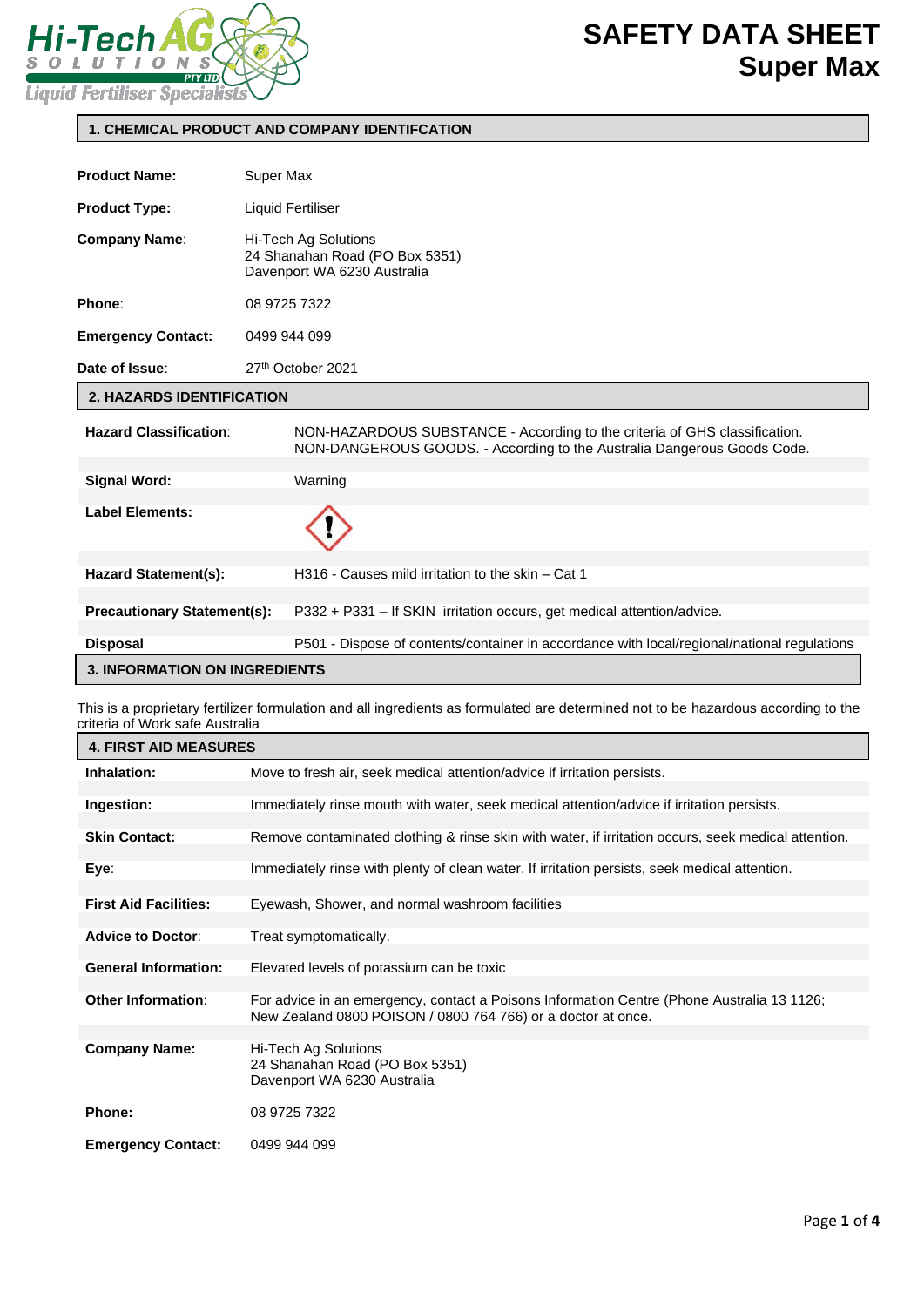# SAFETY DATA SHEET
# Super Max

## 1. CHEMICAL PRODUCT AND COMPANY IDENTIFCATION

| | |
|---|---|
| **Product Name:** | Super Max |
| **Product Type:** | Liquid Fertiliser |
| **Company Name**: | Hi-Tech Ag Solutions<br>24 Shanahan Road (PO Box 5351)<br>Davenport WA 6230 Australia |
| **Phone**: | 08 9725 7322 |
| **Emergency Contact:** | 0499 944 099 |
| **Date of Issue**: | 27th October 2021 |

## 2. HAZARDS IDENTIFICATION

| | |
|---|---|
| **Hazard Classification**: | NON-HAZARDOUS SUBSTANCE - According to the criteria of GHS classification.<br>NON-DANGEROUS GOODS. - According to the Australia Dangerous Goods Code. |
| **Signal Word:** | Warning |
| **Label Elements:** | |
| **Hazard Statement(s):** | H316 - Causes mild irritation to the skin – Cat 1 |
| **Precautionary Statement(s):** | P332 + P331 – If SKIN irritation occurs, get medical attention/advice. |
| **Disposal** | P501 - Dispose of contents/container in accordance with local/regional/national regulations |

## 3. INFORMATION ON INGREDIENTS

This is a proprietary fertilizer formulation and all ingredients as formulated are determined not to be hazardous according to the criteria of Work safe Australia

## 4. FIRST AID MEASURES

| | |
|---|---|
| **Inhalation:** | Move to fresh air, seek medical attention/advice if irritation persists. |
| **Ingestion:** | Immediately rinse mouth with water, seek medical attention/advice if irritation persists. |
| **Skin Contact:** | Remove contaminated clothing & rinse skin with water, if irritation occurs, seek medical attention. |
| **Eye**: | Immediately rinse with plenty of clean water. If irritation persists, seek medical attention. |
| **First Aid Facilities:** | Eyewash, Shower, and normal washroom facilities |
| **Advice to Doctor**: | Treat symptomatically. |
| **General Information:** | Elevated levels of potassium can be toxic |
| **Other Information**: | For advice in an emergency, contact a Poisons Information Centre (Phone Australia 13 1126; New Zealand 0800 POISON / 0800 764 766) or a doctor at once. |
| **Company Name:** | Hi-Tech Ag Solutions<br>24 Shanahan Road (PO Box 5351)<br>Davenport WA 6230 Australia |
| **Phone:** | 08 9725 7322 |
| **Emergency Contact:** | 0499 944 099 |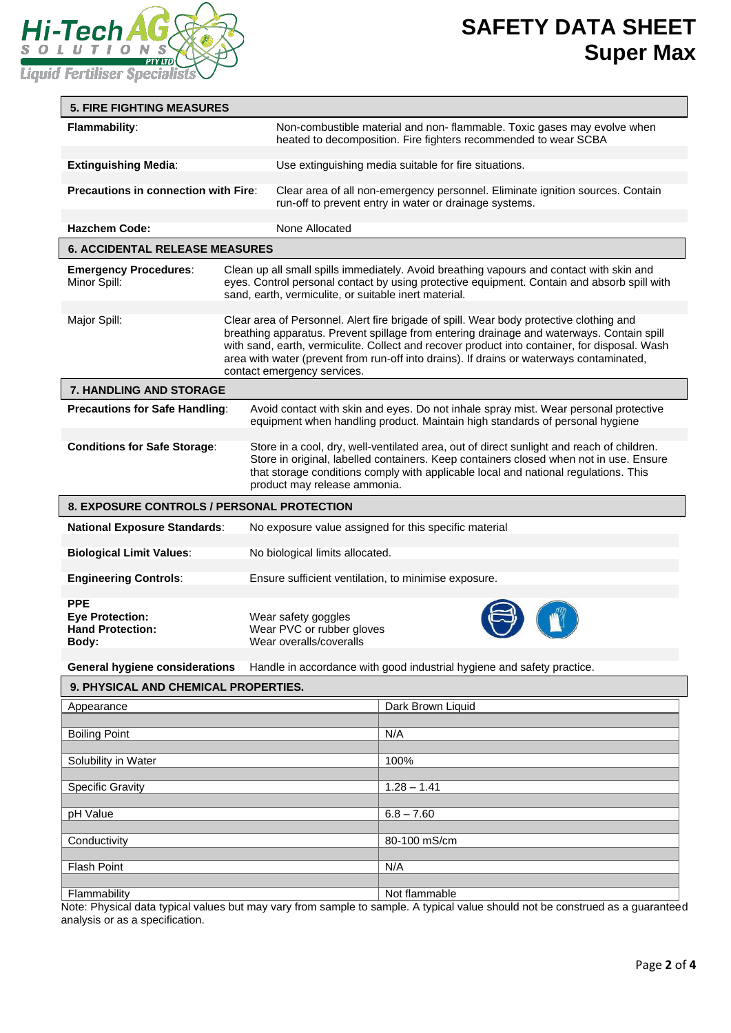## 5. FIRE FIGHTING MEASURES

| | |
|---|---|
| **Flammability**: | Non-combustible material and non- flammable. Toxic gases may evolve when heated to decomposition. Fire fighters recommended to wear SCBA |
| **Extinguishing Media**: | Use extinguishing media suitable for fire situations. |
| **Precautions in connection with Fire**: | Clear area of all non-emergency personnel. Eliminate ignition sources. Contain run-off to prevent entry in water or drainage systems. |
| **Hazchem Code:** | None Allocated |

## 6. ACCIDENTAL RELEASE MEASURES

| | |
|---|---|
| **Emergency Procedures**: Minor Spill: | Clean up all small spills immediately. Avoid breathing vapours and contact with skin and eyes. Control personal contact by using protective equipment. Contain and absorb spill with sand, earth, vermiculite, or suitable inert material. |
| Major Spill: | Clear area of Personnel. Alert fire brigade of spill. Wear body protective clothing and breathing apparatus. Prevent spillage from entering drainage and waterways. Contain spill with sand, earth, vermiculite. Collect and recover product into container, for disposal. Wash area with water (prevent from run-off into drains). If drains or waterways contaminated, contact emergency services. |

## 7. HANDLING AND STORAGE

| | |
|---|---|
| **Precautions for Safe Handling**: | Avoid contact with skin and eyes. Do not inhale spray mist. Wear personal protective equipment when handling product. Maintain high standards of personal hygiene |
| **Conditions for Safe Storage**: | Store in a cool, dry, well-ventilated area, out of direct sunlight and reach of children. Store in original, labelled containers. Keep containers closed when not in use. Ensure that storage conditions comply with applicable local and national regulations. This product may release ammonia. |

## 8. EXPOSURE CONTROLS / PERSONAL PROTECTION

| | |
|---|---|
| **National Exposure Standards**: | No exposure value assigned for this specific material |
| **Biological Limit Values**: | No biological limits allocated. |
| **Engineering Controls**: | Ensure sufficient ventilation, to minimise exposure. |
| **PPE** | |
| **Eye Protection:** | Wear safety goggles |
| **Hand Protection:** | Wear PVC or rubber gloves |
| **Body:** | Wear overalls/coveralls |
| **General hygiene considerations** | Handle in accordance with good industrial hygiene and safety practice. |

## 9. PHYSICAL AND CHEMICAL PROPERTIES.

| | |
|---|---|
| Appearance | Dark Brown Liquid |
| Boiling Point | N/A |
| Solubility in Water | 100% |
| Specific Gravity | 1.28 – 1.41 |
| pH Value | 6.8 – 7.60 |
| Conductivity | 80-100 mS/cm |
| Flash Point | N/A |
| Flammability | Not flammable |

Note: Physical data typical values but may vary from sample to sample. A typical value should not be construed as a guaranteed analysis or as a specification.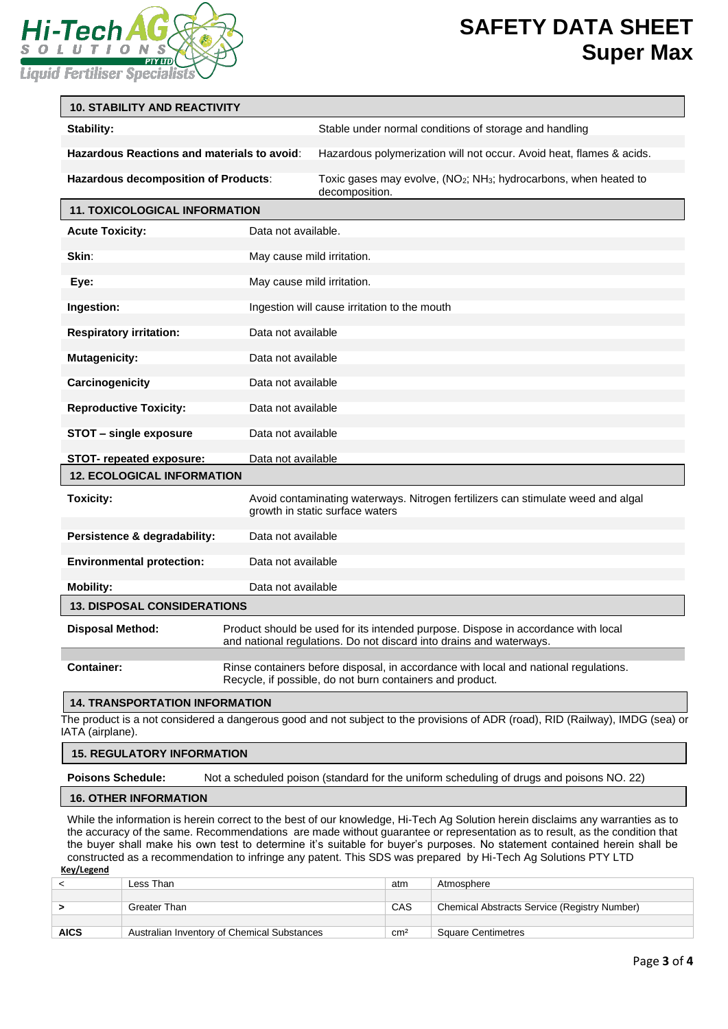## 10. STABILITY AND REACTIVITY

| | |
|---|---|
| **Stability:** | Stable under normal conditions of storage and handling |
| **Hazardous Reactions and materials to avoid**: | Hazardous polymerization will not occur. Avoid heat, flames & acids. |
| **Hazardous decomposition of Products**: | Toxic gases may evolve, ($NO_2$; $NH_3$; hydrocarbons, when heated to decomposition. |

## 11. TOXICOLOGICAL INFORMATION

| | |
|---|---|
| **Acute Toxicity:** | Data not available. |
| **Skin**: | May cause mild irritation. |
| **Eye:** | May cause mild irritation. |
| **Ingestion:** | Ingestion will cause irritation to the mouth |
| **Respiratory irritation:** | Data not available |
| **Mutagenicity:** | Data not available |
| **Carcinogenicity** | Data not available |
| **Reproductive Toxicity:** | Data not available |
| **STOT – single exposure** | Data not available |
| **STOT- repeated exposure:** | Data not available |

## 12. ECOLOGICAL INFORMATION

| | |
|---|---|
| **Toxicity:** | Avoid contaminating waterways. Nitrogen fertilizers can stimulate weed and algal growth in static surface waters |
| **Persistence & degradability:** | Data not available |
| **Environmental protection:** | Data not available |
| **Mobility:** | Data not available |

## 13. DISPOSAL CONSIDERATIONS

| | |
|---|---|
| **Disposal Method:** | Product should be used for its intended purpose. Dispose in accordance with local and national regulations. Do not discard into drains and waterways. |
| **Container:** | Rinse containers before disposal, in accordance with local and national regulations. Recycle, if possible, do not burn containers and product. |

## 14. TRANSPORTATION INFORMATION

The product is a not considered a dangerous good and not subject to the provisions of ADR (road), RID (Railway), IMDG (sea) or IATA (airplane).

## 15. REGULATORY INFORMATION

**Poisons Schedule:** Not a scheduled poison (standard for the uniform scheduling of drugs and poisons NO. 22)

## 16. OTHER INFORMATION

While the information is herein correct to the best of our knowledge, Hi-Tech Ag Solution herein disclaims any warranties as to the accuracy of the same. Recommendations are made without guarantee or representation as to result, as the condition that the buyer shall make his own test to determine it's suitable for buyer's purposes. No statement contained herein shall be constructed as a recommendation to infringe any patent. This SDS was prepared by Hi-Tech Ag Solutions PTY LTD

**Key/Legend**

| | | | |
|---|---|---|---|
| < | Less Than | atm | Atmosphere |
| **>** | Greater Than | CAS | Chemical Abstracts Service (Registry Number) |
| **AICS** | Australian Inventory of Chemical Substances | $cm^2$ | Square Centimetres |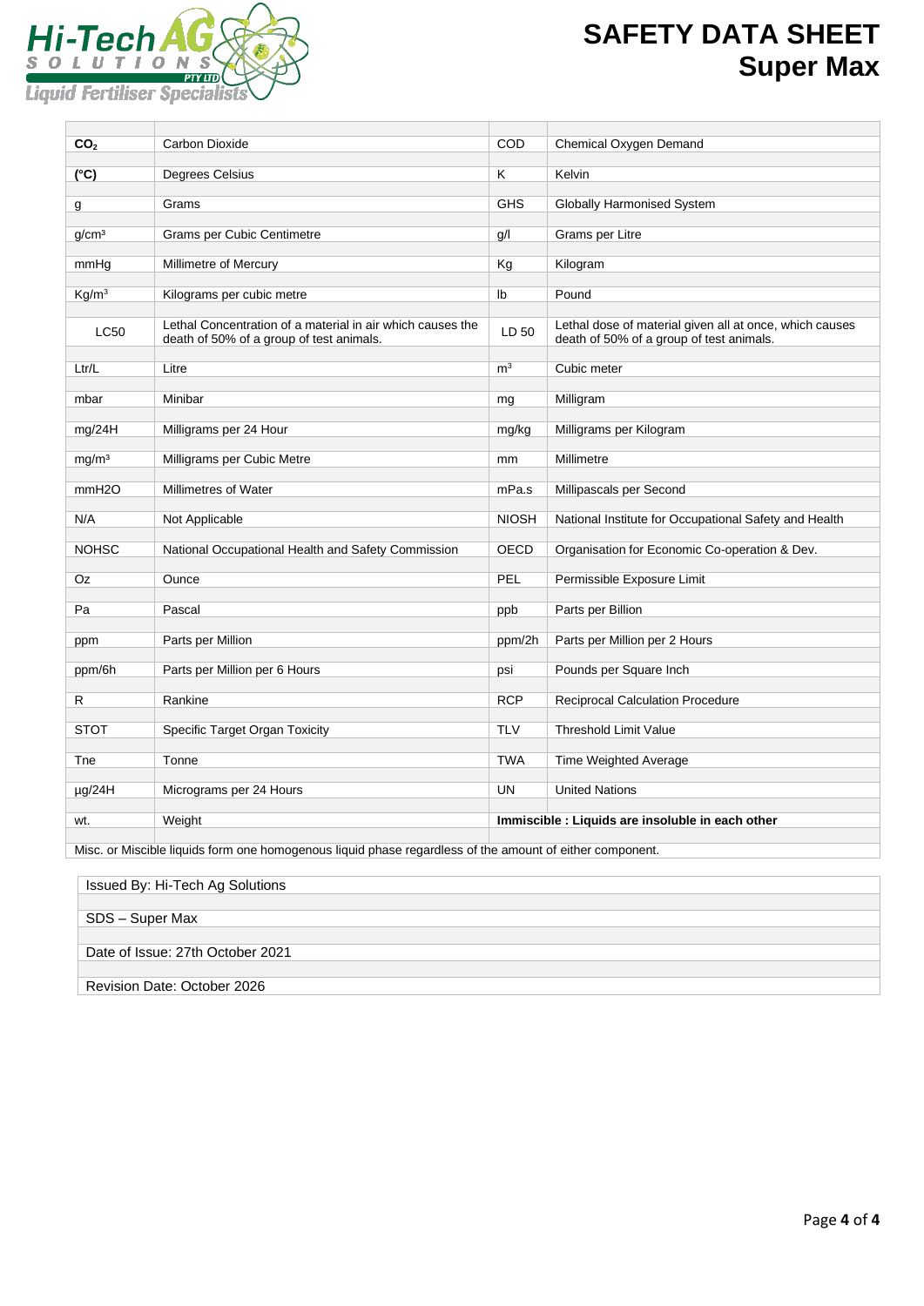| | | | |
|---|---|---|---|
| **$CO_2$** | Carbon Dioxide | COD | Chemical Oxygen Demand |
| **(°C)** | Degrees Celsius | K | Kelvin |
| g | Grams | GHS | Globally Harmonised System |
| $g/cm^3$ | Grams per Cubic Centimetre | g/l | Grams per Litre |
| mmHg | Millimetre of Mercury | Kg | Kilogram |
| $Kg/m^3$ | Kilograms per cubic metre | lb | Pound |
| LC50 | Lethal Concentration of a material in air which causes the death of 50% of a group of test animals. | LD 50 | Lethal dose of material given all at once, which causes death of 50% of a group of test animals. |
| Ltr/L | Litre | $m^3$ | Cubic meter |
| mbar | Minibar | mg | Milligram |
| mg/24H | Milligrams per 24 Hour | mg/kg | Milligrams per Kilogram |
| $mg/m^3$ | Milligrams per Cubic Metre | mm | Millimetre |
| mmH2O | Millimetres of Water | mPa.s | Millipascals per Second |
| N/A | Not Applicable | NIOSH | National Institute for Occupational Safety and Health |
| NOHSC | National Occupational Health and Safety Commission | OECD | Organisation for Economic Co-operation & Dev. |
| Oz | Ounce | PEL | Permissible Exposure Limit |
| Pa | Pascal | ppb | Parts per Billion |
| ppm | Parts per Million | ppm/2h | Parts per Million per 2 Hours |
| ppm/6h | Parts per Million per 6 Hours | psi | Pounds per Square Inch |
| R | Rankine | RCP | Reciprocal Calculation Procedure |
| STOT | Specific Target Organ Toxicity | TLV | Threshold Limit Value |
| Tne | Tonne | TWA | Time Weighted Average |
| µg/24H | Micrograms per 24 Hours | UN | United Nations |
| wt. | Weight | **Immiscible : Liquids are insoluble in each other** | |
| Misc. or Miscible liquids form one homogenous liquid phase regardless of the amount of either component. | | | |

| |
|---|
| Issued By: Hi-Tech Ag Solutions |
| SDS – Super Max |
| Date of Issue: 27th October 2021 |
| Revision Date: October 2026 |